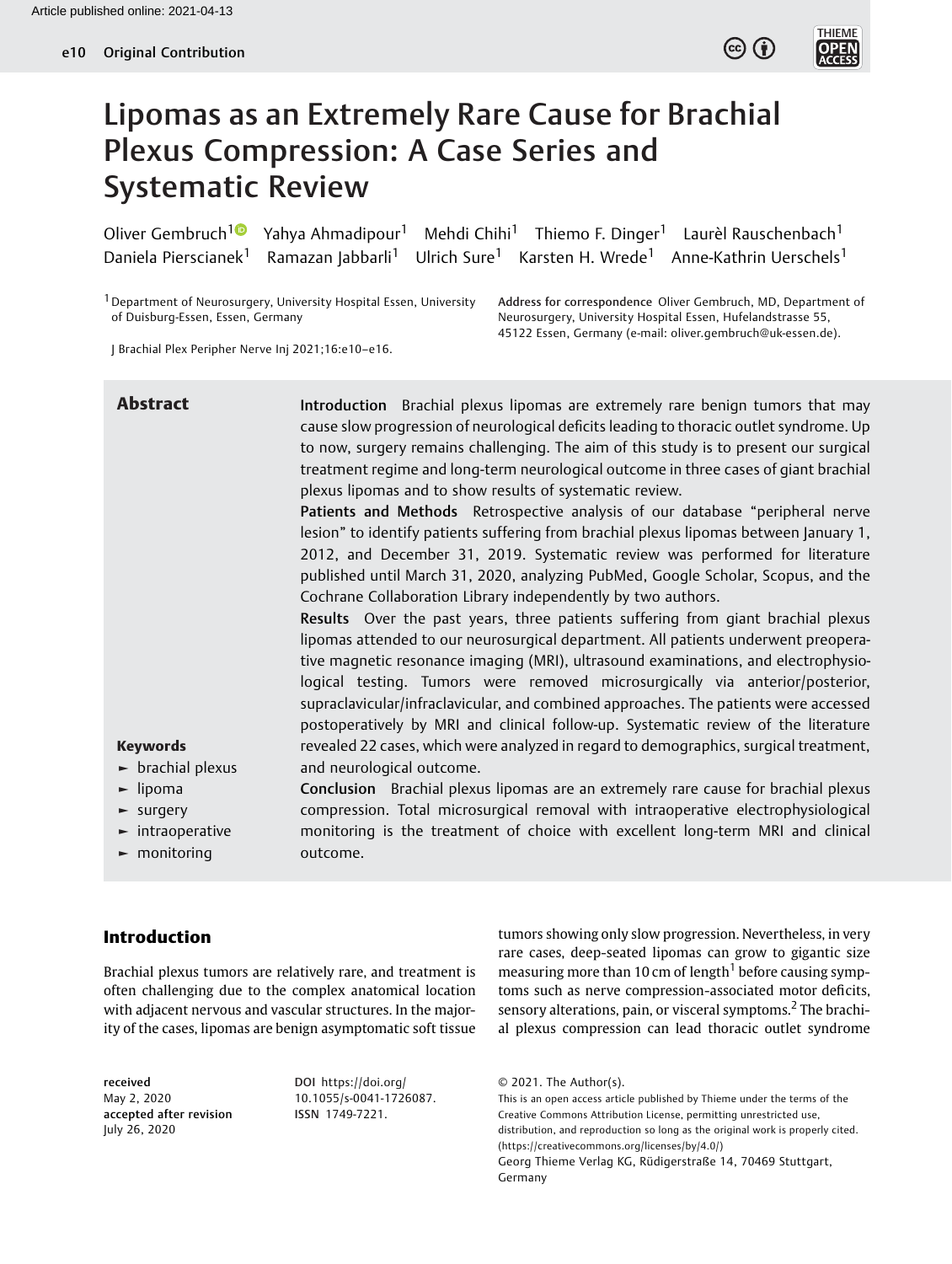# Lipomas as an Extremely Rare Cause for Brachial Plexus Compression: A Case Series and Systematic Review

Oliver Gembruch[1] Yahya Ahmadipour[1] Mehdi Chihi[1] Thiemo F. Dinger[1] Laurèl Rauschenbach[1] Daniela Pierscianek[1] Ramazan Jabbarli[1] Ulrich Sure[1] Karsten H. Wrede[1] Anne-Kathrin Uerschels[1]

[1] Department of Neurosurgery, University Hospital Essen, University of Duisburg-Essen, Essen, Germany

J Brachial Plex Peripher Nerve Inj 2021;16:e10–e16.

Address for correspondence Oliver Gembruch, MD, Department of Neurosurgery, University Hospital Essen, Hufelandstrasse 55, 45122 Essen, Germany (e-mail: oliver.gembruch@uk-essen.de).

## Abstract

**Introduction** Brachial plexus lipomas are extremely rare benign tumors that may cause slow progression of neurological deficits leading to thoracic outlet syndrome. Up to now, surgery remains challenging. The aim of this study is to present our surgical treatment regime and long-term neurological outcome in three cases of giant brachial plexus lipomas and to show results of systematic review.

**Patients and Methods** Retrospective analysis of our database "peripheral nerve lesion" to identify patients suffering from brachial plexus lipomas between January 1, 2012, and December 31, 2019. Systematic review was performed for literature published until March 31, 2020, analyzing PubMed, Google Scholar, Scopus, and the Cochrane Collaboration Library independently by two authors.

**Results** Over the past years, three patients suffering from giant brachial plexus lipomas attended to our neurosurgical department. All patients underwent preoperative magnetic resonance imaging (MRI), ultrasound examinations, and electrophysiological testing. Tumors were removed microsurgically via anterior/posterior, supraclavicular/infraclavicular, and combined approaches. The patients were accessed postoperatively by MRI and clinical follow-up. Systematic review of the literature revealed 22 cases, which were analyzed in regard to demographics, surgical treatment, and neurological outcome.

**Conclusion** Brachial plexus lipomas are an extremely rare cause for brachial plexus compression. Total microsurgical removal with intraoperative electrophysiological monitoring is the treatment of choice with excellent long-term MRI and clinical outcome.

**Keywords**

- brachial plexus
- lipoma
- surgery
- intraoperative
- monitoring

## Introduction

Brachial plexus tumors are relatively rare, and treatment is often challenging due to the complex anatomical location with adjacent nervous and vascular structures. In the majority of the cases, lipomas are benign asymptomatic soft tissue tumors showing only slow progression. Nevertheless, in very rare cases, deep-seated lipomas can grow to gigantic size measuring more than 10 cm of length[1] before causing symptoms such as nerve compression-associated motor deficits, sensory alterations, pain, or visceral symptoms.[2] The brachial plexus compression can lead thoracic outlet syndrome

received May 2, 2020
accepted after revision July 26, 2020

DOI https://doi.org/10.1055/s-0041-1726087.
ISSN 1749-7221.

© 2021. The Author(s).
This is an open access article published by Thieme under the terms of the Creative Commons Attribution License, permitting unrestricted use, distribution, and reproduction so long as the original work is properly cited. (https://creativecommons.org/licenses/by/4.0/)
Georg Thieme Verlag KG, Rüdigerstraße 14, 70469 Stuttgart, Germany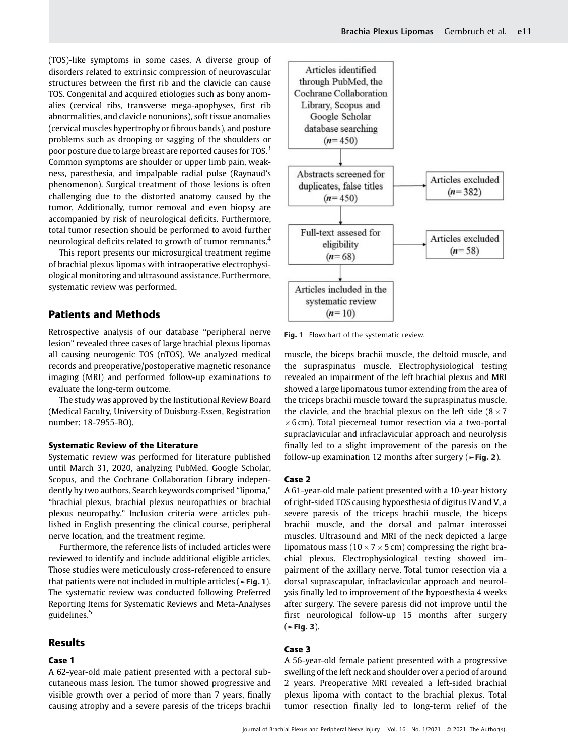(TOS)-like symptoms in some cases. A diverse group of disorders related to extrinsic compression of neurovascular structures between the first rib and the clavicle can cause TOS. Congenital and acquired etiologies such as bony anomalies (cervical ribs, transverse mega-apophyses, first rib abnormalities, and clavicle nonunions), soft tissue anomalies (cervical muscles hypertrophy or fibrous bands), and posture problems such as drooping or sagging of the shoulders or poor posture due to large breast are reported causes for TOS.[3] Common symptoms are shoulder or upper limb pain, weakness, paresthesia, and impalpable radial pulse (Raynaud's phenomenon). Surgical treatment of those lesions is often challenging due to the distorted anatomy caused by the tumor. Additionally, tumor removal and even biopsy are accompanied by risk of neurological deficits. Furthermore, total tumor resection should be performed to avoid further neurological deficits related to growth of tumor remnants.[4]

This report presents our microsurgical treatment regime of brachial plexus lipomas with intraoperative electrophysiological monitoring and ultrasound assistance. Furthermore, systematic review was performed.

## Patients and Methods

Retrospective analysis of our database "peripheral nerve lesion" revealed three cases of large brachial plexus lipomas all causing neurogenic TOS (nTOS). We analyzed medical records and preoperative/postoperative magnetic resonance imaging (MRI) and performed follow-up examinations to evaluate the long-term outcome.

The study was approved by the Institutional Review Board (Medical Faculty, University of Duisburg-Essen, Registration number: 18-7955-BO).

### Systematic Review of the Literature

Systematic review was performed for literature published until March 31, 2020, analyzing PubMed, Google Scholar, Scopus, and the Cochrane Collaboration Library independently by two authors. Search keywords comprised "lipoma," "brachial plexus, brachial plexus neuropathies or brachial plexus neuropathy." Inclusion criteria were articles published in English presenting the clinical course, peripheral nerve location, and the treatment regime.

Furthermore, the reference lists of included articles were reviewed to identify and include additional eligible articles. Those studies were meticulously cross-referenced to ensure that patients were not included in multiple articles (►Fig. 1). The systematic review was conducted following Preferred Reporting Items for Systematic Reviews and Meta-Analyses guidelines.[5]

**Fig. 1** Flowchart of the systematic review.

## Results

### Case 1

A 62-year-old male patient presented with a pectoral subcutaneous mass lesion. The tumor showed progressive and visible growth over a period of more than 7 years, finally causing atrophy and a severe paresis of the triceps brachii muscle, the biceps brachii muscle, the deltoid muscle, and the supraspinatus muscle. Electrophysiological testing revealed an impairment of the left brachial plexus and MRI showed a large lipomatous tumor extending from the area of the triceps brachii muscle toward the supraspinatus muscle, the clavicle, and the brachial plexus on the left side ($8 \times 7 \times 6$ cm). Total piecemeal tumor resection via a two-portal supraclavicular and infraclavicular approach and neurolysis finally led to a slight improvement of the paresis on the follow-up examination 12 months after surgery (►Fig. 2).

### Case 2

A 61-year-old male patient presented with a 10-year history of right-sided TOS causing hypoesthesia of digitus IV and V, a severe paresis of the triceps brachii muscle, the biceps brachii muscle, and the dorsal and palmar interossei muscles. Ultrasound and MRI of the neck depicted a large lipomatous mass ($10 \times 7 \times 5$ cm) compressing the right brachial plexus. Electrophysiological testing showed impairment of the axillary nerve. Total tumor resection via a dorsal suprascapular, infraclavicular approach and neurolysis finally led to improvement of the hypoesthesia 4 weeks after surgery. The severe paresis did not improve until the first neurological follow-up 15 months after surgery (►Fig. 3).

### Case 3

A 56-year-old female patient presented with a progressive swelling of the left neck and shoulder over a period of around 2 years. Preoperative MRI revealed a left-sided brachial plexus lipoma with contact to the brachial plexus. Total tumor resection finally led to long-term relief of the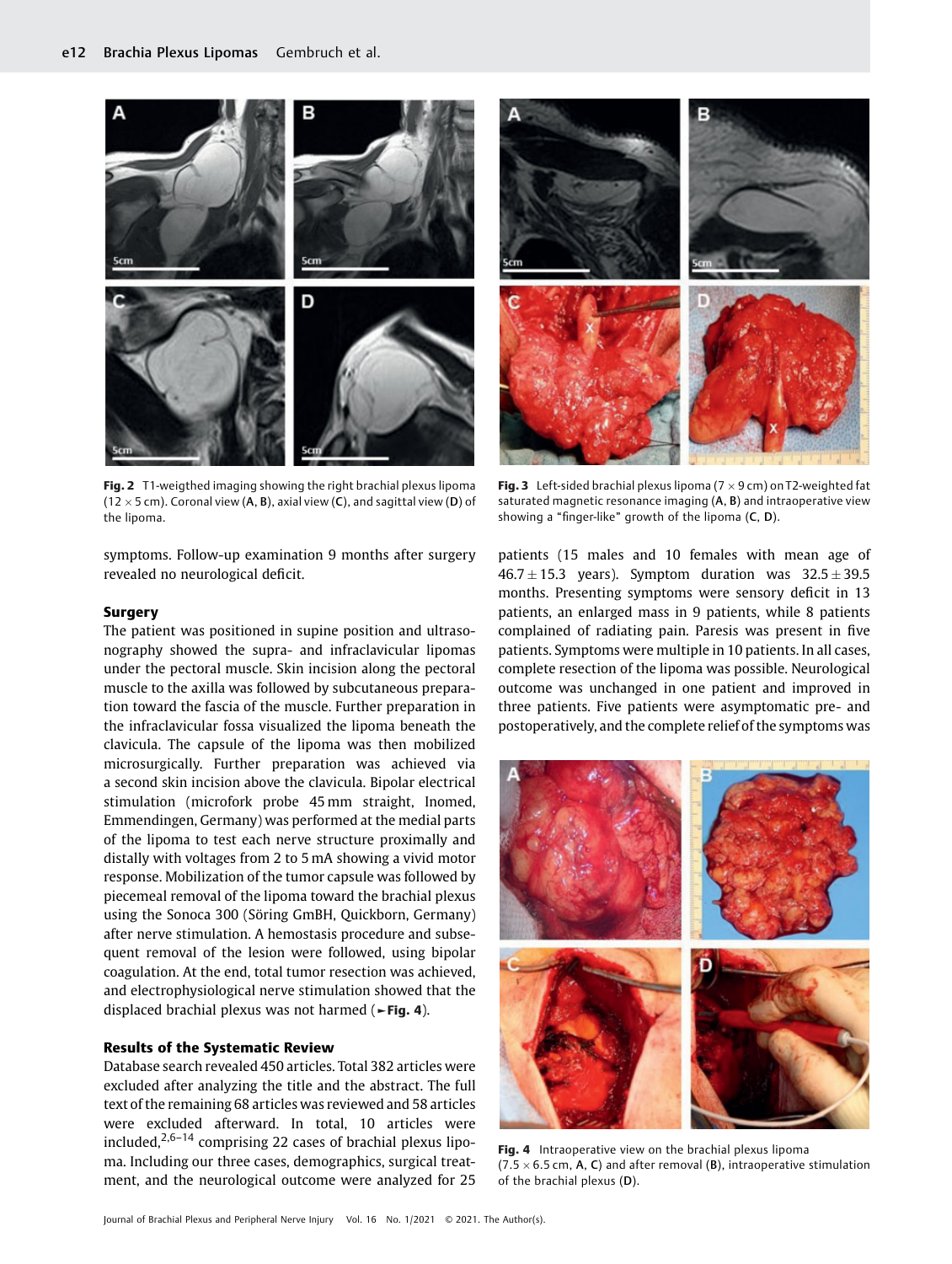Fig. 2 T1-weigthed imaging showing the right brachial plexus lipoma (12 × 5 cm). Coronal view (A, B), axial view (C), and sagittal view (D) of the lipoma.

Fig. 3 Left-sided brachial plexus lipoma (7 × 9 cm) on T2-weighted fat saturated magnetic resonance imaging (A, B) and intraoperative view showing a "finger-like" growth of the lipoma (C, D).

symptoms. Follow-up examination 9 months after surgery revealed no neurological deficit.

### Surgery

The patient was positioned in supine position and ultrasonography showed the supra- and infraclavicular lipomas under the pectoral muscle. Skin incision along the pectoral muscle to the axilla was followed by subcutaneous preparation toward the fascia of the muscle. Further preparation in the infraclavicular fossa visualized the lipoma beneath the clavicula. The capsule of the lipoma was then mobilized microsurgically. Further preparation was achieved via a second skin incision above the clavicula. Bipolar electrical stimulation (microfork probe 45 mm straight, Inomed, Emmendingen, Germany) was performed at the medial parts of the lipoma to test each nerve structure proximally and distally with voltages from 2 to 5 mA showing a vivid motor response. Mobilization of the tumor capsule was followed by piecemeal removal of the lipoma toward the brachial plexus using the Sonoca 300 (Söring GmbH, Quickborn, Germany) after nerve stimulation. A hemostasis procedure and subsequent removal of the lesion were followed, using bipolar coagulation. At the end, total tumor resection was achieved, and electrophysiological nerve stimulation showed that the displaced brachial plexus was not harmed (►Fig. 4).

### Results of the Systematic Review

Database search revealed 450 articles. Total 382 articles were excluded after analyzing the title and the abstract. The full text of the remaining 68 articles was reviewed and 58 articles were excluded afterward. In total, 10 articles were included,[2,6–14] comprising 22 cases of brachial plexus lipoma. Including our three cases, demographics, surgical treatment, and the neurological outcome were analyzed for 25 patients (15 males and 10 females with mean age of 46.7 ± 15.3 years). Symptom duration was 32.5 ± 39.5 months. Presenting symptoms were sensory deficit in 13 patients, an enlarged mass in 9 patients, while 8 patients complained of radiating pain. Paresis was present in five patients. Symptoms were multiple in 10 patients. In all cases, complete resection of the lipoma was possible. Neurological outcome was unchanged in one patient and improved in three patients. Five patients were asymptomatic pre- and postoperatively, and the complete relief of the symptoms was

Fig. 4 Intraoperative view on the brachial plexus lipoma (7.5 × 6.5 cm, A, C) and after removal (B), intraoperative stimulation of the brachial plexus (D).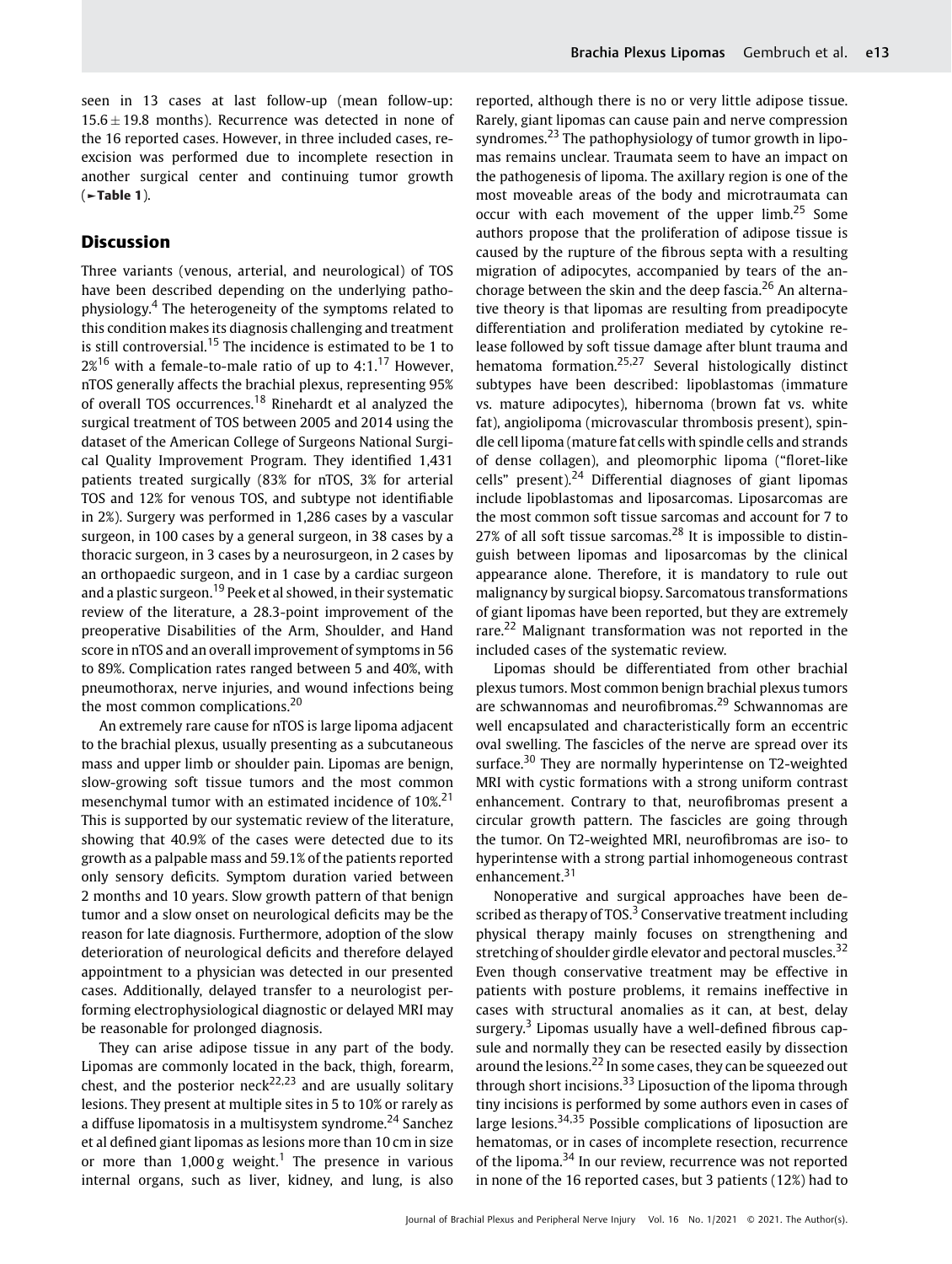seen in 13 cases at last follow-up (mean follow-up: $15.6 \pm 19.8$ months). Recurrence was detected in none of the 16 reported cases. However, in three included cases, re-excision was performed due to incomplete resection in another surgical center and continuing tumor growth (►Table 1).

## Discussion

Three variants (venous, arterial, and neurological) of TOS have been described depending on the underlying pathophysiology.[4] The heterogeneity of the symptoms related to this condition makes its diagnosis challenging and treatment is still controversial.[15] The incidence is estimated to be 1 to 2%[16] with a female-to-male ratio of up to 4:1.[17] However, nTOS generally affects the brachial plexus, representing 95% of overall TOS occurrences.[18] Rinehardt et al analyzed the surgical treatment of TOS between 2005 and 2014 using the dataset of the American College of Surgeons National Surgical Quality Improvement Program. They identified 1,431 patients treated surgically (83% for nTOS, 3% for arterial TOS and 12% for venous TOS, and subtype not identifiable in 2%). Surgery was performed in 1,286 cases by a vascular surgeon, in 100 cases by a general surgeon, in 38 cases by a thoracic surgeon, in 3 cases by a neurosurgeon, in 2 cases by an orthopaedic surgeon, and in 1 case by a cardiac surgeon and a plastic surgeon.[19] Peek et al showed, in their systematic review of the literature, a 28.3-point improvement of the preoperative Disabilities of the Arm, Shoulder, and Hand score in nTOS and an overall improvement of symptoms in 56 to 89%. Complication rates ranged between 5 and 40%, with pneumothorax, nerve injuries, and wound infections being the most common complications.[20]

An extremely rare cause for nTOS is large lipoma adjacent to the brachial plexus, usually presenting as a subcutaneous mass and upper limb or shoulder pain. Lipomas are benign, slow-growing soft tissue tumors and the most common mesenchymal tumor with an estimated incidence of 10%.[21] This is supported by our systematic review of the literature, showing that 40.9% of the cases were detected due to its growth as a palpable mass and 59.1% of the patients reported only sensory deficits. Symptom duration varied between 2 months and 10 years. Slow growth pattern of that benign tumor and a slow onset on neurological deficits may be the reason for late diagnosis. Furthermore, adoption of the slow deterioration of neurological deficits and therefore delayed appointment to a physician was detected in our presented cases. Additionally, delayed transfer to a neurologist performing electrophysiological diagnostic or delayed MRI may be reasonable for prolonged diagnosis.

They can arise adipose tissue in any part of the body. Lipomas are commonly located in the back, thigh, forearm, chest, and the posterior neck[22,23] and are usually solitary lesions. They present at multiple sites in 5 to 10% or rarely as a diffuse lipomatosis in a multisystem syndrome.[24] Sanchez et al defined giant lipomas as lesions more than 10 cm in size or more than 1,000 g weight.[1] The presence in various internal organs, such as liver, kidney, and lung, is also reported, although there is no or very little adipose tissue. Rarely, giant lipomas can cause pain and nerve compression syndromes.[23] The pathophysiology of tumor growth in lipomas remains unclear. Traumata seem to have an impact on the pathogenesis of lipoma. The axillary region is one of the most moveable areas of the body and microtraumata can occur with each movement of the upper limb.[25] Some authors propose that the proliferation of adipose tissue is caused by the rupture of the fibrous septa with a resulting migration of adipocytes, accompanied by tears of the anchorage between the skin and the deep fascia.[26] An alternative theory is that lipomas are resulting from preadipocyte differentiation and proliferation mediated by cytokine release followed by soft tissue damage after blunt trauma and hematoma formation.[25,27] Several histologically distinct subtypes have been described: lipoblastomas (immature vs. mature adipocytes), hibernoma (brown fat vs. white fat), angiolipoma (microvascular thrombosis present), spindle cell lipoma (mature fat cells with spindle cells and strands of dense collagen), and pleomorphic lipoma ("floret-like cells" present).[24] Differential diagnoses of giant lipomas include lipoblastomas and liposarcomas. Liposarcomas are the most common soft tissue sarcomas and account for 7 to 27% of all soft tissue sarcomas.[28] It is impossible to distinguish between lipomas and liposarcomas by the clinical appearance alone. Therefore, it is mandatory to rule out malignancy by surgical biopsy. Sarcomatous transformations of giant lipomas have been reported, but they are extremely rare.[22] Malignant transformation was not reported in the included cases of the systematic review.

Lipomas should be differentiated from other brachial plexus tumors. Most common benign brachial plexus tumors are schwannomas and neurofibromas.[29] Schwannomas are well encapsulated and characteristically form an eccentric oval swelling. The fascicles of the nerve are spread over its surface.[30] They are normally hyperintense on T2-weighted MRI with cystic formations with a strong uniform contrast enhancement. Contrary to that, neurofibromas present a circular growth pattern. The fascicles are going through the tumor. On T2-weighted MRI, neurofibromas are iso- to hyperintense with a strong partial inhomogeneous contrast enhancement.[31]

Nonoperative and surgical approaches have been described as therapy of TOS.[3] Conservative treatment including physical therapy mainly focuses on strengthening and stretching of shoulder girdle elevator and pectoral muscles.[32] Even though conservative treatment may be effective in patients with posture problems, it remains ineffective in cases with structural anomalies as it can, at best, delay surgery.[3] Lipomas usually have a well-defined fibrous capsule and normally they can be resected easily by dissection around the lesions.[22] In some cases, they can be squeezed out through short incisions.[33] Liposuction of the lipoma through tiny incisions is performed by some authors even in cases of large lesions.[34,35] Possible complications of liposuction are hematomas, or in cases of incomplete resection, recurrence of the lipoma.[34] In our review, recurrence was not reported in none of the 16 reported cases, but 3 patients (12%) had to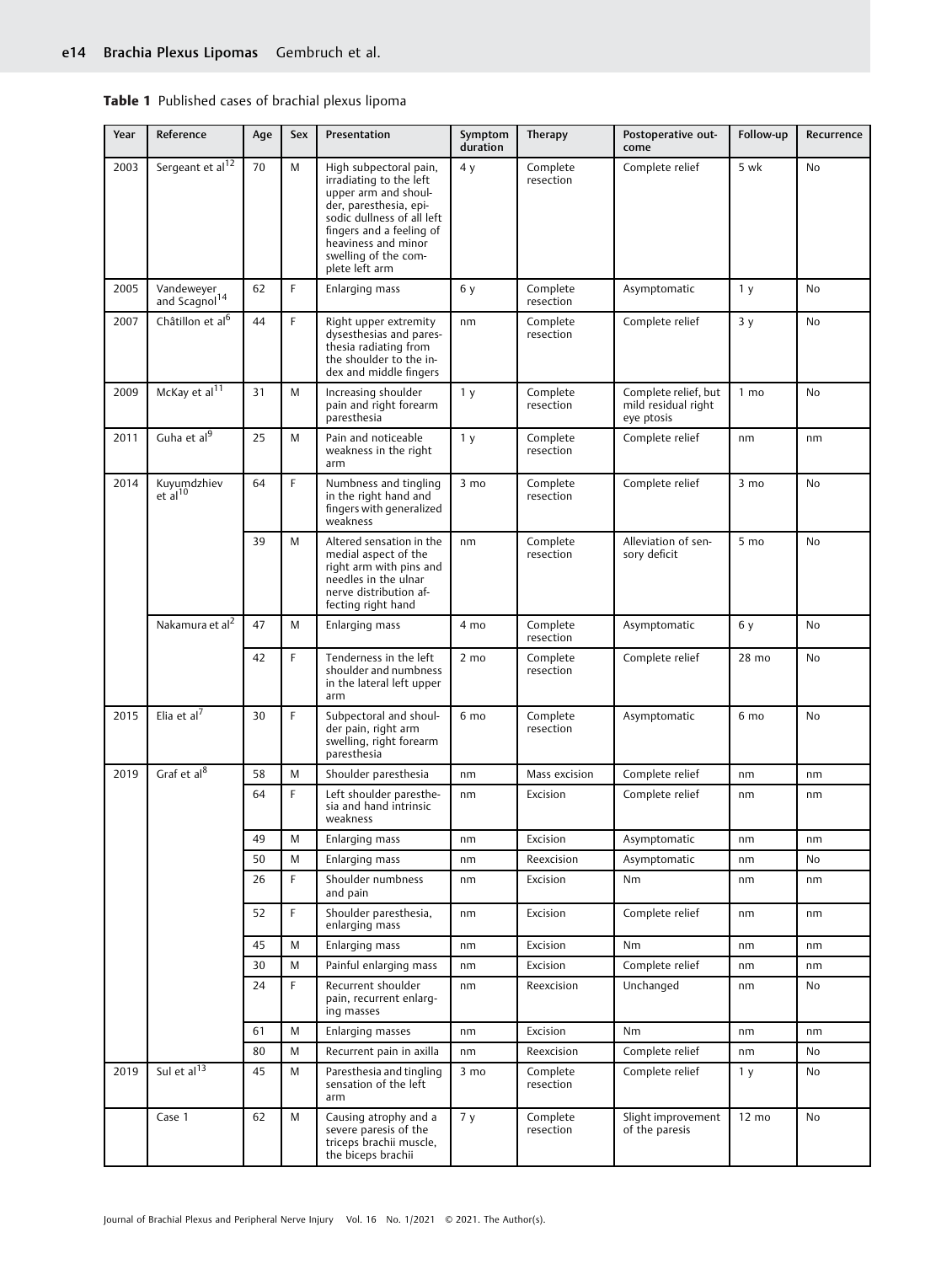**Table 1** Published cases of brachial plexus lipoma

| Year | Reference | Age | Sex | Presentation | Symptom duration | Therapy | Postoperative outcome | Follow-up | Recurrence |
|---|---|---|---|---|---|---|---|---|---|
| 2003 | Sergeant et al[12] | 70 | M | High subpectoral pain, irradiating to the left upper arm and shoulder, paresthesia, episodic dullness of all left fingers and a feeling of heaviness and minor swelling of the complete left arm | 4 y | Complete resection | Complete relief | 5 wk | No |
| 2005 | Vandeweyer and Scagnol[14] | 62 | F | Enlarging mass | 6 y | Complete resection | Asymptomatic | 1 y | No |
| 2007 | Châtillon et al[6] | 44 | F | Right upper extremity dysesthesias and paresthesia radiating from the shoulder to the index and middle fingers | nm | Complete resection | Complete relief | 3 y | No |
| 2009 | McKay et al[11] | 31 | M | Increasing shoulder pain and right forearm paresthesia | 1 y | Complete resection | Complete relief, but mild residual right eye ptosis | 1 mo | No |
| 2011 | Guha et al[9] | 25 | M | Pain and noticeable weakness in the right arm | 1 y | Complete resection | Complete relief | nm | nm |
| 2014 | Kuyumdzhiev et al[10] | 64 | F | Numbness and tingling in the right hand and fingers with generalized weakness | 3 mo | Complete resection | Complete relief | 3 mo | No |
| | | 39 | M | Altered sensation in the medial aspect of the right arm with pins and needles in the ulnar nerve distribution affecting right hand | nm | Complete resection | Alleviation of sensory deficit | 5 mo | No |
| | Nakamura et al[2] | 47 | M | Enlarging mass | 4 mo | Complete resection | Asymptomatic | 6 y | No |
| | | 42 | F | Tenderness in the left shoulder and numbness in the lateral left upper arm | 2 mo | Complete resection | Complete relief | 28 mo | No |
| 2015 | Elia et al[7] | 30 | F | Subpectoral and shoulder pain, right arm swelling, right forearm paresthesia | 6 mo | Complete resection | Asymptomatic | 6 mo | No |
| 2019 | Graf et al[8] | 58 | M | Shoulder paresthesia | nm | Mass excision | Complete relief | nm | nm |
| | | 64 | F | Left shoulder paresthesia and hand intrinsic weakness | nm | Excision | Complete relief | nm | nm |
| | | 49 | M | Enlarging mass | nm | Excision | Asymptomatic | nm | nm |
| | | 50 | M | Enlarging mass | nm | Reexcision | Asymptomatic | nm | No |
| | | 26 | F | Shoulder numbness and pain | nm | Excision | Nm | nm | nm |
| | | 52 | F | Shoulder paresthesia, enlarging mass | nm | Excision | Complete relief | nm | nm |
| | | 45 | M | Enlarging mass | nm | Excision | Nm | nm | nm |
| | | 30 | M | Painful enlarging mass | nm | Excision | Complete relief | nm | nm |
| | | 24 | F | Recurrent shoulder pain, recurrent enlarging masses | nm | Reexcision | Unchanged | nm | No |
| | | 61 | M | Enlarging masses | nm | Excision | Nm | nm | nm |
| | | 80 | M | Recurrent pain in axilla | nm | Reexcision | Complete relief | nm | No |
| 2019 | Sul et al[13] | 45 | M | Paresthesia and tingling sensation of the left arm | 3 mo | Complete resection | Complete relief | 1 y | No |
| | Case 1 | 62 | M | Causing atrophy and a severe paresis of the triceps brachii muscle, the biceps brachii | 7 y | Complete resection | Slight improvement of the paresis | 12 mo | No |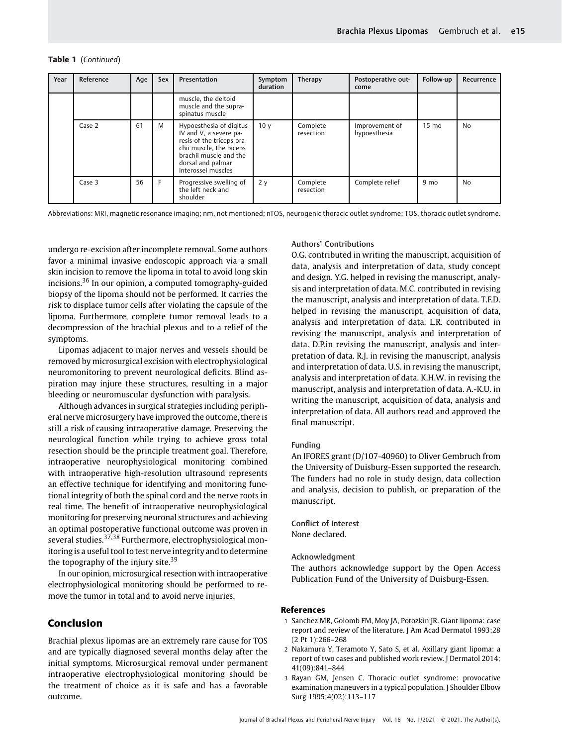**Table 1** (*Continued*)

| Year | Reference | Age | Sex | Presentation | Symptom duration | Therapy | Postoperative outcome | Follow-up | Recurrence |
|---|---|---|---|---|---|---|---|---|---|
| | | | | muscle, the deltoid muscle and the supraspinatus muscle | | | | | |
| | Case 2 | 61 | M | Hypoesthesia of digitus IV and V, a severe paresis of the triceps brachii muscle, the biceps brachii muscle and the dorsal and palmar interossei muscles | 10 y | Complete resection | Improvement of hypoesthesia | 15 mo | No |
| | Case 3 | 56 | F | Progressive swelling of the left neck and shoulder | 2 y | Complete resection | Complete relief | 9 mo | No |

Abbreviations: MRI, magnetic resonance imaging; nm, not mentioned; nTOS, neurogenic thoracic outlet syndrome; TOS, thoracic outlet syndrome.

undergo re-excision after incomplete removal. Some authors favor a minimal invasive endoscopic approach via a small skin incision to remove the lipoma in total to avoid long skin incisions.[36] In our opinion, a computed tomography-guided biopsy of the lipoma should not be performed. It carries the risk to displace tumor cells after violating the capsule of the lipoma. Furthermore, complete tumor removal leads to a decompression of the brachial plexus and to a relief of the symptoms.

Lipomas adjacent to major nerves and vessels should be removed by microsurgical excision with electrophysiological neuromonitoring to prevent neurological deficits. Blind aspiration may injure these structures, resulting in a major bleeding or neuromuscular dysfunction with paralysis.

Although advances in surgical strategies including peripheral nerve microsurgery have improved the outcome, there is still a risk of causing intraoperative damage. Preserving the neurological function while trying to achieve gross total resection should be the principle treatment goal. Therefore, intraoperative neurophysiological monitoring combined with intraoperative high-resolution ultrasound represents an effective technique for identifying and monitoring functional integrity of both the spinal cord and the nerve roots in real time. The benefit of intraoperative neurophysiological monitoring for preserving neuronal structures and achieving an optimal postoperative functional outcome was proven in several studies.[37,38] Furthermore, electrophysiological monitoring is a useful tool to test nerve integrity and to determine the topography of the injury site.[39]

In our opinion, microsurgical resection with intraoperative electrophysiological monitoring should be performed to remove the tumor in total and to avoid nerve injuries.

## Conclusion

Brachial plexus lipomas are an extremely rare cause for TOS and are typically diagnosed several months delay after the initial symptoms. Microsurgical removal under permanent intraoperative electrophysiological monitoring should be the treatment of choice as it is safe and has a favorable outcome.

### Authors' Contributions

O.G. contributed in writing the manuscript, acquisition of data, analysis and interpretation of data, study concept and design. Y.G. helped in revising the manuscript, analysis and interpretation of data. M.C. contributed in revising the manuscript, analysis and interpretation of data. T.F.D. helped in revising the manuscript, acquisition of data, analysis and interpretation of data. L.R. contributed in revising the manuscript, analysis and interpretation of data. D.P.in revising the manuscript, analysis and interpretation of data. R.J. in revising the manuscript, analysis and interpretation of data. U.S. in revising the manuscript, analysis and interpretation of data. K.H.W. in revising the manuscript, analysis and interpretation of data. A.-K.U. in writing the manuscript, acquisition of data, analysis and interpretation of data. All authors read and approved the final manuscript.

### Funding

An IFORES grant (D/107-40960) to Oliver Gembruch from the University of Duisburg-Essen supported the research. The funders had no role in study design, data collection and analysis, decision to publish, or preparation of the manuscript.

### Conflict of Interest

None declared.

### Acknowledgment

The authors acknowledge support by the Open Access Publication Fund of the University of Duisburg-Essen.

## References

1. Sanchez MR, Golomb FM, Moy JA, Potozkin JR. Giant lipoma: case report and review of the literature. J Am Acad Dermatol 1993;28 (2 Pt 1):266–268
2. Nakamura Y, Teramoto Y, Sato S, et al. Axillary giant lipoma: a report of two cases and published work review. J Dermatol 2014; 41(09):841–844
3. Rayan GM, Jensen C. Thoracic outlet syndrome: provocative examination maneuvers in a typical population. J Shoulder Elbow Surg 1995;4(02):113–117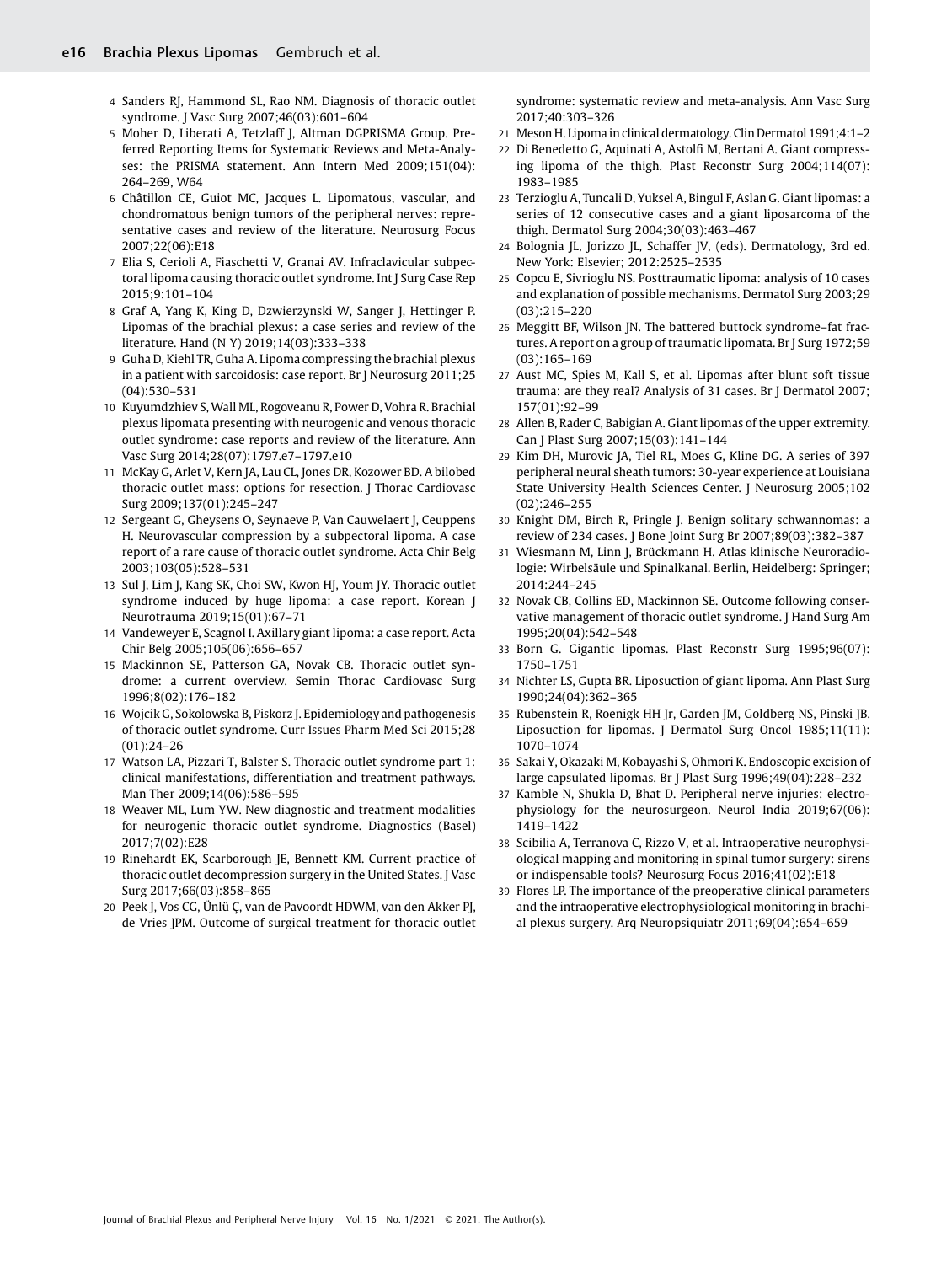4 Sanders RJ, Hammond SL, Rao NM. Diagnosis of thoracic outlet syndrome. J Vasc Surg 2007;46(03):601–604

5 Moher D, Liberati A, Tetzlaff J, Altman DGPRISMA Group. Preferred Reporting Items for Systematic Reviews and Meta-Analyses: the PRISMA statement. Ann Intern Med 2009;151(04): 264–269, W64

6 Châtillon CE, Guiot MC, Jacques L. Lipomatous, vascular, and chondromatous benign tumors of the peripheral nerves: representative cases and review of the literature. Neurosurg Focus 2007;22(06):E18

7 Elia S, Cerioli A, Fiaschetti V, Granai AV. Infraclavicular subpectoral lipoma causing thoracic outlet syndrome. Int J Surg Case Rep 2015;9:101–104

8 Graf A, Yang K, King D, Dzwierzynski W, Sanger J, Hettinger P. Lipomas of the brachial plexus: a case series and review of the literature. Hand (N Y) 2019;14(03):333–338

9 Guha D, Kiehl TR, Guha A. Lipoma compressing the brachial plexus in a patient with sarcoidosis: case report. Br J Neurosurg 2011;25 (04):530–531

10 Kuyumdzhiev S, Wall ML, Rogoveanu R, Power D, Vohra R. Brachial plexus lipomata presenting with neurogenic and venous thoracic outlet syndrome: case reports and review of the literature. Ann Vasc Surg 2014;28(07):1797.e7–1797.e10

11 McKay G, Arlet V, Kern JA, Lau CL, Jones DR, Kozower BD. A bilobed thoracic outlet mass: options for resection. J Thorac Cardiovasc Surg 2009;137(01):245–247

12 Sergeant G, Gheysens O, Seynaeve P, Van Cauwelaert J, Ceuppens H. Neurovascular compression by a subpectoral lipoma. A case report of a rare cause of thoracic outlet syndrome. Acta Chir Belg 2003;103(05):528–531

13 Sul J, Lim J, Kang SK, Choi SW, Kwon HJ, Youm JY. Thoracic outlet syndrome induced by huge lipoma: a case report. Korean J Neurotrauma 2019;15(01):67–71

14 Vandeweyer E, Scagnol I. Axillary giant lipoma: a case report. Acta Chir Belg 2005;105(06):656–657

15 Mackinnon SE, Patterson GA, Novak CB. Thoracic outlet syndrome: a current overview. Semin Thorac Cardiovasc Surg 1996;8(02):176–182

16 Wojcik G, Sokolowska B, Piskorz J. Epidemiology and pathogenesis of thoracic outlet syndrome. Curr Issues Pharm Med Sci 2015;28 (01):24–26

17 Watson LA, Pizzari T, Balster S. Thoracic outlet syndrome part 1: clinical manifestations, differentiation and treatment pathways. Man Ther 2009;14(06):586–595

18 Weaver ML, Lum YW. New diagnostic and treatment modalities for neurogenic thoracic outlet syndrome. Diagnostics (Basel) 2017;7(02):E28

19 Rinehardt EK, Scarborough JE, Bennett KM. Current practice of thoracic outlet decompression surgery in the United States. J Vasc Surg 2017;66(03):858–865

20 Peek J, Vos CG, Ünlü Ç, van de Pavoordt HDWM, van den Akker PJ, de Vries JPM. Outcome of surgical treatment for thoracic outlet syndrome: systematic review and meta-analysis. Ann Vasc Surg 2017;40:303–326

21 Meson H. Lipoma in clinical dermatology. Clin Dermatol 1991;4:1–2

22 Di Benedetto G, Aquinati A, Astolfi M, Bertani A. Giant compressing lipoma of the thigh. Plast Reconstr Surg 2004;114(07): 1983–1985

23 Terzioglu A, Tuncali D, Yuksel A, Bingul F, Aslan G. Giant lipomas: a series of 12 consecutive cases and a giant liposarcoma of the thigh. Dermatol Surg 2004;30(03):463–467

24 Bolognia JL, Jorizzo JL, Schaffer JV, (eds). Dermatology, 3rd ed. New York: Elsevier; 2012:2525–2535

25 Copcu E, Sivrioglu NS. Posttraumatic lipoma: analysis of 10 cases and explanation of possible mechanisms. Dermatol Surg 2003;29 (03):215–220

26 Meggitt BF, Wilson JN. The battered buttock syndrome–fat fractures. A report on a group of traumatic lipomata. Br J Surg 1972;59 (03):165–169

27 Aust MC, Spies M, Kall S, et al. Lipomas after blunt soft tissue trauma: are they real? Analysis of 31 cases. Br J Dermatol 2007; 157(01):92–99

28 Allen B, Rader C, Babigian A. Giant lipomas of the upper extremity. Can J Plast Surg 2007;15(03):141–144

29 Kim DH, Murovic JA, Tiel RL, Moes G, Kline DG. A series of 397 peripheral neural sheath tumors: 30-year experience at Louisiana State University Health Sciences Center. J Neurosurg 2005;102 (02):246–255

30 Knight DM, Birch R, Pringle J. Benign solitary schwannomas: a review of 234 cases. J Bone Joint Surg Br 2007;89(03):382–387

31 Wiesmann M, Linn J, Brückmann H. Atlas klinische Neuroradiologie: Wirbelsäule und Spinalkanal. Berlin, Heidelberg: Springer; 2014:244–245

32 Novak CB, Collins ED, Mackinnon SE. Outcome following conservative management of thoracic outlet syndrome. J Hand Surg Am 1995;20(04):542–548

33 Born G. Gigantic lipomas. Plast Reconstr Surg 1995;96(07): 1750–1751

34 Nichter LS, Gupta BR. Liposuction of giant lipoma. Ann Plast Surg 1990;24(04):362–365

35 Rubenstein R, Roenigk HH Jr, Garden JM, Goldberg NS, Pinski JB. Liposuction for lipomas. J Dermatol Surg Oncol 1985;11(11): 1070–1074

36 Sakai Y, Okazaki M, Kobayashi S, Ohmori K. Endoscopic excision of large capsulated lipomas. Br J Plast Surg 1996;49(04):228–232

37 Kamble N, Shukla D, Bhat D. Peripheral nerve injuries: electrophysiology for the neurosurgeon. Neurol India 2019;67(06): 1419–1422

38 Scibilia A, Terranova C, Rizzo V, et al. Intraoperative neurophysiological mapping and monitoring in spinal tumor surgery: sirens or indispensable tools? Neurosurg Focus 2016;41(02):E18

39 Flores LP. The importance of the preoperative clinical parameters and the intraoperative electrophysiological monitoring in brachial plexus surgery. Arq Neuropsiquiatr 2011;69(04):654–659